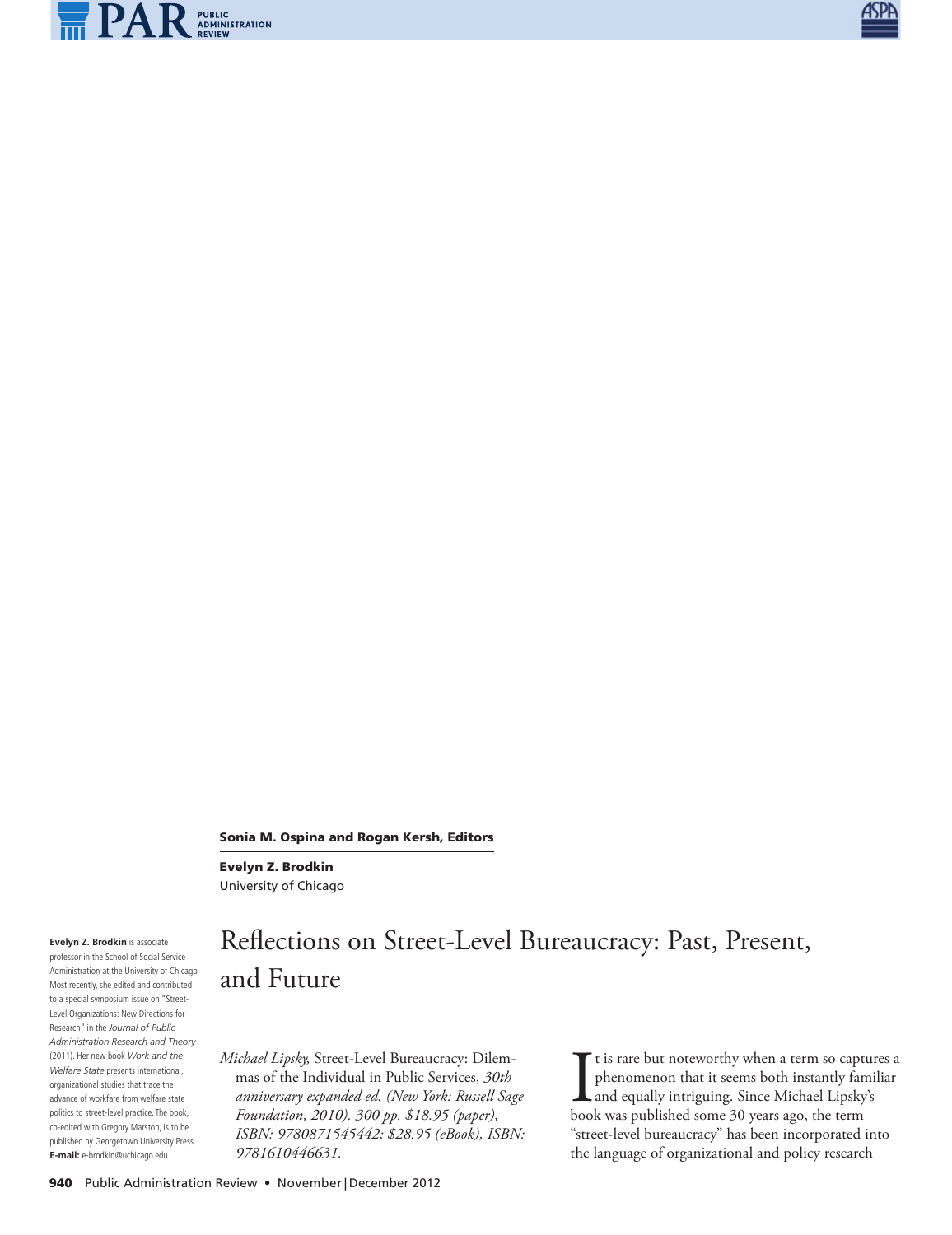**Sonia M. Ospina and Rogan Kersh, Editors**

**Evelyn Z. Brodkin**
University of Chicago

**Evelyn Z. Brodkin** is associate professor in the School of Social Service Administration at the University of Chicago. Most recently, she edited and contributed to a special symposium issue on "Street-Level Organizations: New Directions for Research" in the *Journal of Public Administration Research and Theory* (2011). Her new book *Work and the Welfare State* presents international, organizational studies that trace the advance of workfare from welfare state politics to street-level practice. The book, co-edited with Gregory Marston, is to be published by Georgetown University Press.
**E-mail:** e-brodkin@uchicago.edu

# Reflections on Street-Level Bureaucracy: Past, Present, and Future

*Michael Lipsky,* Street-Level Bureaucracy: Dilemmas of the Individual in Public Services, *30th anniversary expanded ed. (New York: Russell Sage Foundation, 2010). 300 pp. $18.95 (paper), ISBN: 9780871545442; $28.95 (eBook), ISBN: 9781610446631.*

It is rare but noteworthy when a term so captures a phenomenon that it seems both instantly familiar and equally intriguing. Since Michael Lipsky's book was published some 30 years ago, the term "street-level bureaucracy" has been incorporated into the language of organizational and policy research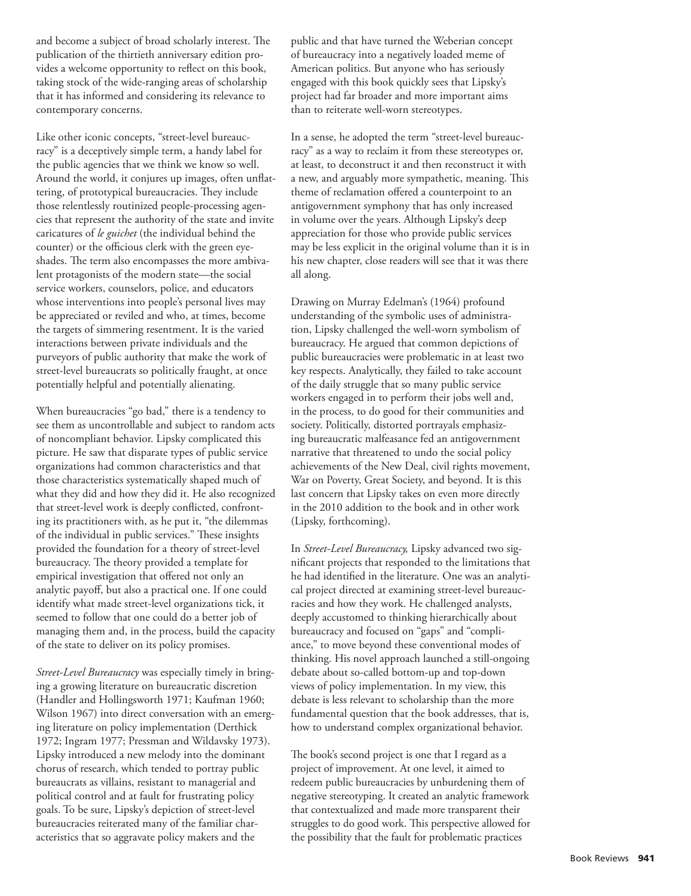and become a subject of broad scholarly interest. The publication of the thirtieth anniversary edition provides a welcome opportunity to reflect on this book, taking stock of the wide-ranging areas of scholarship that it has informed and considering its relevance to contemporary concerns.

Like other iconic concepts, "street-level bureaucracy" is a deceptively simple term, a handy label for the public agencies that we think we know so well. Around the world, it conjures up images, often unflattering, of prototypical bureaucracies. They include those relentlessly routinized people-processing agencies that represent the authority of the state and invite caricatures of *le guichet* (the individual behind the counter) or the officious clerk with the green eyeshades. The term also encompasses the more ambivalent protagonists of the modern state—the social service workers, counselors, police, and educators whose interventions into people's personal lives may be appreciated or reviled and who, at times, become the targets of simmering resentment. It is the varied interactions between private individuals and the purveyors of public authority that make the work of street-level bureaucrats so politically fraught, at once potentially helpful and potentially alienating.

When bureaucracies "go bad," there is a tendency to see them as uncontrollable and subject to random acts of noncompliant behavior. Lipsky complicated this picture. He saw that disparate types of public service organizations had common characteristics and that those characteristics systematically shaped much of what they did and how they did it. He also recognized that street-level work is deeply conflicted, confronting its practitioners with, as he put it, "the dilemmas of the individual in public services." These insights provided the foundation for a theory of street-level bureaucracy. The theory provided a template for empirical investigation that offered not only an analytic payoff, but also a practical one. If one could identify what made street-level organizations tick, it seemed to follow that one could do a better job of managing them and, in the process, build the capacity of the state to deliver on its policy promises.

*Street-Level Bureaucracy* was especially timely in bringing a growing literature on bureaucratic discretion (Handler and Hollingsworth 1971; Kaufman 1960; Wilson 1967) into direct conversation with an emerging literature on policy implementation (Derthick 1972; Ingram 1977; Pressman and Wildavsky 1973). Lipsky introduced a new melody into the dominant chorus of research, which tended to portray public bureaucrats as villains, resistant to managerial and political control and at fault for frustrating policy goals. To be sure, Lipsky's depiction of street-level bureaucracies reiterated many of the familiar characteristics that so aggravate policy makers and the public and that have turned the Weberian concept of bureaucracy into a negatively loaded meme of American politics. But anyone who has seriously engaged with this book quickly sees that Lipsky's project had far broader and more important aims than to reiterate well-worn stereotypes.

In a sense, he adopted the term "street-level bureaucracy" as a way to reclaim it from these stereotypes or, at least, to deconstruct it and then reconstruct it with a new, and arguably more sympathetic, meaning. This theme of reclamation offered a counterpoint to an antigovernment symphony that has only increased in volume over the years. Although Lipsky's deep appreciation for those who provide public services may be less explicit in the original volume than it is in his new chapter, close readers will see that it was there all along.

Drawing on Murray Edelman's (1964) profound understanding of the symbolic uses of administration, Lipsky challenged the well-worn symbolism of bureaucracy. He argued that common depictions of public bureaucracies were problematic in at least two key respects. Analytically, they failed to take account of the daily struggle that so many public service workers engaged in to perform their jobs well and, in the process, to do good for their communities and society. Politically, distorted portrayals emphasizing bureaucratic malfeasance fed an antigovernment narrative that threatened to undo the social policy achievements of the New Deal, civil rights movement, War on Poverty, Great Society, and beyond. It is this last concern that Lipsky takes on even more directly in the 2010 addition to the book and in other work (Lipsky, forthcoming).

In *Street-Level Bureaucracy,* Lipsky advanced two significant projects that responded to the limitations that he had identified in the literature. One was an analytical project directed at examining street-level bureaucracies and how they work. He challenged analysts, deeply accustomed to thinking hierarchically about bureaucracy and focused on "gaps" and "compliance," to move beyond these conventional modes of thinking. His novel approach launched a still-ongoing debate about so-called bottom-up and top-down views of policy implementation. In my view, this debate is less relevant to scholarship than the more fundamental question that the book addresses, that is, how to understand complex organizational behavior.

The book's second project is one that I regard as a project of improvement. At one level, it aimed to redeem public bureaucracies by unburdening them of negative stereotyping. It created an analytic framework that contextualized and made more transparent their struggles to do good work. This perspective allowed for the possibility that the fault for problematic practices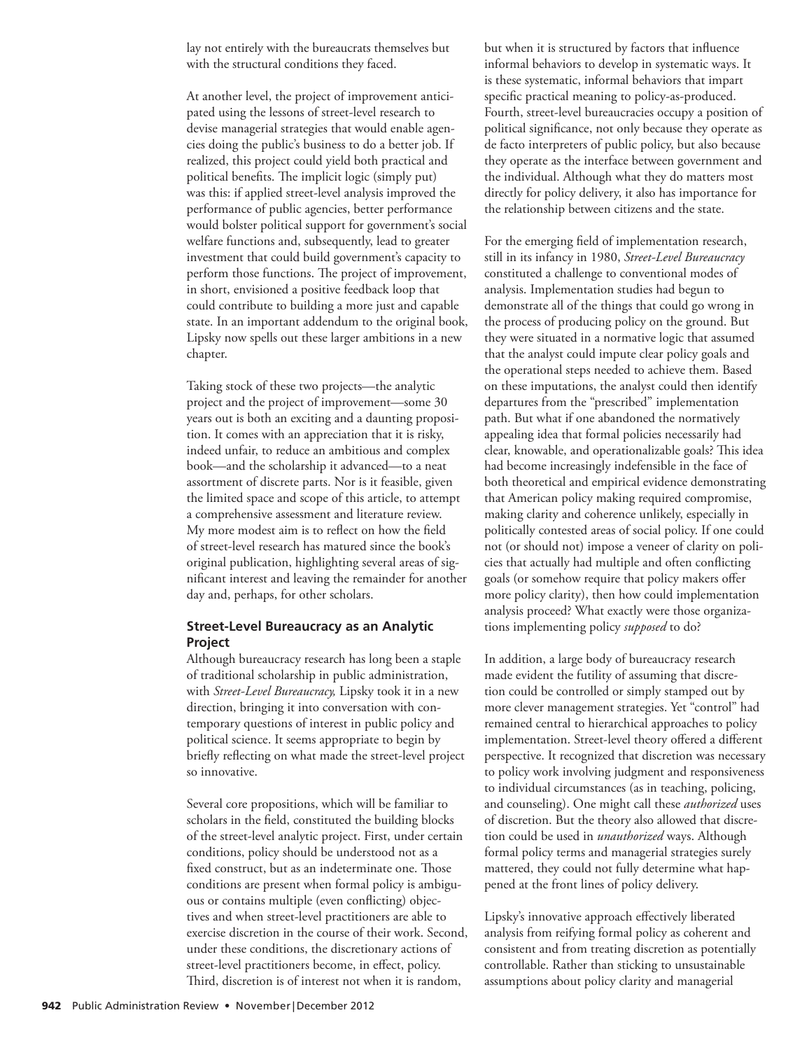lay not entirely with the bureaucrats themselves but with the structural conditions they faced.

At another level, the project of improvement anticipated using the lessons of street-level research to devise managerial strategies that would enable agencies doing the public's business to do a better job. If realized, this project could yield both practical and political benefits. The implicit logic (simply put) was this: if applied street-level analysis improved the performance of public agencies, better performance would bolster political support for government's social welfare functions and, subsequently, lead to greater investment that could build government's capacity to perform those functions. The project of improvement, in short, envisioned a positive feedback loop that could contribute to building a more just and capable state. In an important addendum to the original book, Lipsky now spells out these larger ambitions in a new chapter.

Taking stock of these two projects—the analytic project and the project of improvement—some 30 years out is both an exciting and a daunting proposition. It comes with an appreciation that it is risky, indeed unfair, to reduce an ambitious and complex book—and the scholarship it advanced—to a neat assortment of discrete parts. Nor is it feasible, given the limited space and scope of this article, to attempt a comprehensive assessment and literature review. My more modest aim is to reflect on how the field of street-level research has matured since the book's original publication, highlighting several areas of significant interest and leaving the remainder for another day and, perhaps, for other scholars.

### Street-Level Bureaucracy as an Analytic Project

Although bureaucracy research has long been a staple of traditional scholarship in public administration, with *Street-Level Bureaucracy,* Lipsky took it in a new direction, bringing it into conversation with contemporary questions of interest in public policy and political science. It seems appropriate to begin by briefly reflecting on what made the street-level project so innovative.

Several core propositions, which will be familiar to scholars in the field, constituted the building blocks of the street-level analytic project. First, under certain conditions, policy should be understood not as a fixed construct, but as an indeterminate one. Those conditions are present when formal policy is ambiguous or contains multiple (even conflicting) objectives and when street-level practitioners are able to exercise discretion in the course of their work. Second, under these conditions, the discretionary actions of street-level practitioners become, in effect, policy. Third, discretion is of interest not when it is random, but when it is structured by factors that influence informal behaviors to develop in systematic ways. It is these systematic, informal behaviors that impart specific practical meaning to policy-as-produced. Fourth, street-level bureaucracies occupy a position of political significance, not only because they operate as de facto interpreters of public policy, but also because they operate as the interface between government and the individual. Although what they do matters most directly for policy delivery, it also has importance for the relationship between citizens and the state.

For the emerging field of implementation research, still in its infancy in 1980, *Street-Level Bureaucracy* constituted a challenge to conventional modes of analysis. Implementation studies had begun to demonstrate all of the things that could go wrong in the process of producing policy on the ground. But they were situated in a normative logic that assumed that the analyst could impute clear policy goals and the operational steps needed to achieve them. Based on these imputations, the analyst could then identify departures from the "prescribed" implementation path. But what if one abandoned the normatively appealing idea that formal policies necessarily had clear, knowable, and operationalizable goals? This idea had become increasingly indefensible in the face of both theoretical and empirical evidence demonstrating that American policy making required compromise, making clarity and coherence unlikely, especially in politically contested areas of social policy. If one could not (or should not) impose a veneer of clarity on policies that actually had multiple and often conflicting goals (or somehow require that policy makers offer more policy clarity), then how could implementation analysis proceed? What exactly were those organizations implementing policy *supposed* to do?

In addition, a large body of bureaucracy research made evident the futility of assuming that discretion could be controlled or simply stamped out by more clever management strategies. Yet "control" had remained central to hierarchical approaches to policy implementation. Street-level theory offered a different perspective. It recognized that discretion was necessary to policy work involving judgment and responsiveness to individual circumstances (as in teaching, policing, and counseling). One might call these *authorized* uses of discretion. But the theory also allowed that discretion could be used in *unauthorized* ways. Although formal policy terms and managerial strategies surely mattered, they could not fully determine what happened at the front lines of policy delivery.

Lipsky's innovative approach effectively liberated analysis from reifying formal policy as coherent and consistent and from treating discretion as potentially controllable. Rather than sticking to unsustainable assumptions about policy clarity and managerial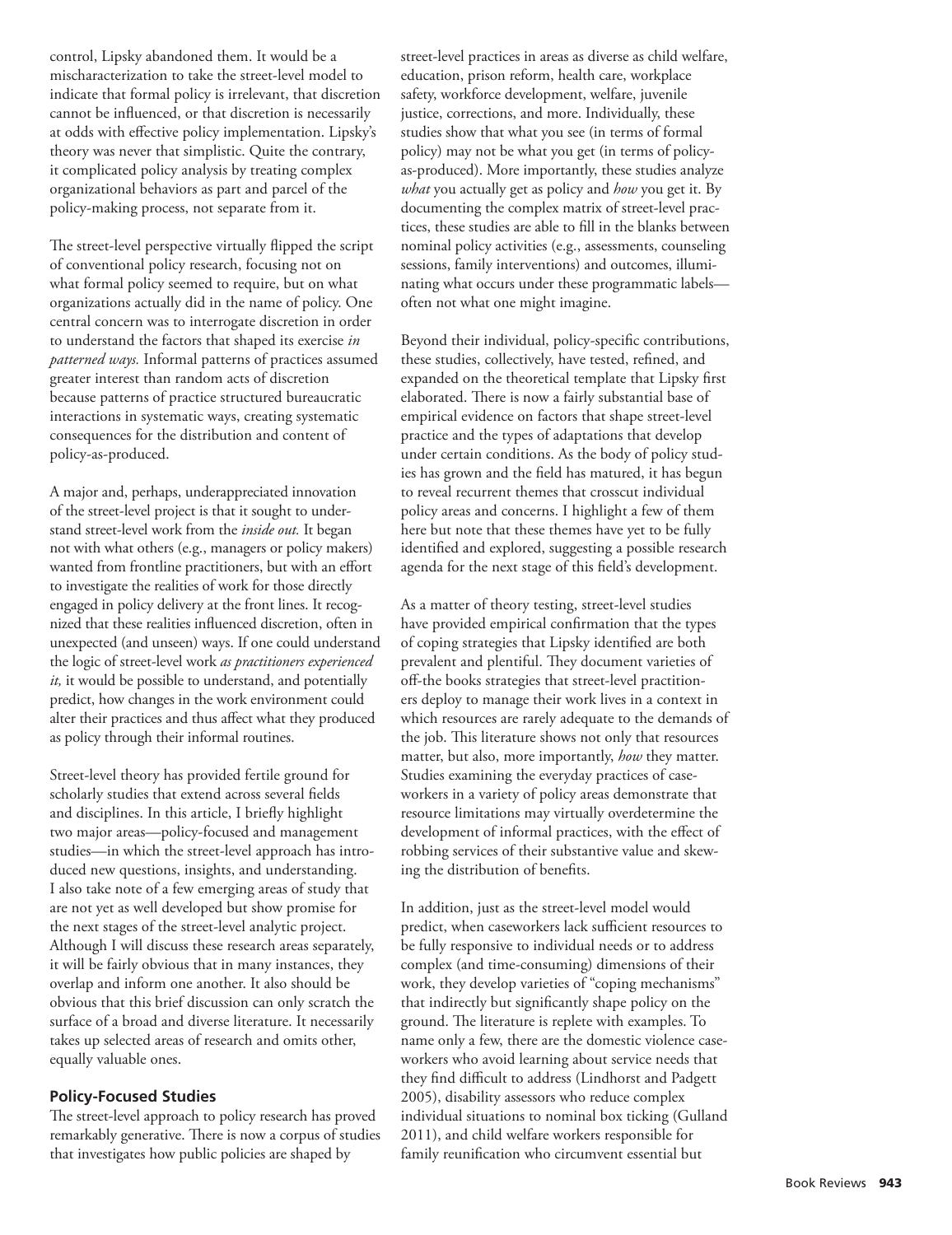control, Lipsky abandoned them. It would be a mischaracterization to take the street-level model to indicate that formal policy is irrelevant, that discretion cannot be influenced, or that discretion is necessarily at odds with effective policy implementation. Lipsky's theory was never that simplistic. Quite the contrary, it complicated policy analysis by treating complex organizational behaviors as part and parcel of the policy-making process, not separate from it.

The street-level perspective virtually flipped the script of conventional policy research, focusing not on what formal policy seemed to require, but on what organizations actually did in the name of policy. One central concern was to interrogate discretion in order to understand the factors that shaped its exercise *in patterned ways.* Informal patterns of practices assumed greater interest than random acts of discretion because patterns of practice structured bureaucratic interactions in systematic ways, creating systematic consequences for the distribution and content of policy-as-produced.

A major and, perhaps, underappreciated innovation of the street-level project is that it sought to understand street-level work from the *inside out.* It began not with what others (e.g., managers or policy makers) wanted from frontline practitioners, but with an effort to investigate the realities of work for those directly engaged in policy delivery at the front lines. It recognized that these realities influenced discretion, often in unexpected (and unseen) ways. If one could understand the logic of street-level work *as practitioners experienced it,* it would be possible to understand, and potentially predict, how changes in the work environment could alter their practices and thus affect what they produced as policy through their informal routines.

Street-level theory has provided fertile ground for scholarly studies that extend across several fields and disciplines. In this article, I briefly highlight two major areas—policy-focused and management studies—in which the street-level approach has introduced new questions, insights, and understanding. I also take note of a few emerging areas of study that are not yet as well developed but show promise for the next stages of the street-level analytic project. Although I will discuss these research areas separately, it will be fairly obvious that in many instances, they overlap and inform one another. It also should be obvious that this brief discussion can only scratch the surface of a broad and diverse literature. It necessarily takes up selected areas of research and omits other, equally valuable ones.

### Policy-Focused Studies

The street-level approach to policy research has proved remarkably generative. There is now a corpus of studies that investigates how public policies are shaped by street-level practices in areas as diverse as child welfare, education, prison reform, health care, workplace safety, workforce development, welfare, juvenile justice, corrections, and more. Individually, these studies show that what you see (in terms of formal policy) may not be what you get (in terms of policy-as-produced). More importantly, these studies analyze *what* you actually get as policy and *how* you get it. By documenting the complex matrix of street-level practices, these studies are able to fill in the blanks between nominal policy activities (e.g., assessments, counseling sessions, family interventions) and outcomes, illuminating what occurs under these programmatic labels—often not what one might imagine.

Beyond their individual, policy-specific contributions, these studies, collectively, have tested, refined, and expanded on the theoretical template that Lipsky first elaborated. There is now a fairly substantial base of empirical evidence on factors that shape street-level practice and the types of adaptations that develop under certain conditions. As the body of policy studies has grown and the field has matured, it has begun to reveal recurrent themes that crosscut individual policy areas and concerns. I highlight a few of them here but note that these themes have yet to be fully identified and explored, suggesting a possible research agenda for the next stage of this field's development.

As a matter of theory testing, street-level studies have provided empirical confirmation that the types of coping strategies that Lipsky identified are both prevalent and plentiful. They document varieties of off-the books strategies that street-level practitioners deploy to manage their work lives in a context in which resources are rarely adequate to the demands of the job. This literature shows not only that resources matter, but also, more importantly, *how* they matter. Studies examining the everyday practices of caseworkers in a variety of policy areas demonstrate that resource limitations may virtually overdetermine the development of informal practices, with the effect of robbing services of their substantive value and skewing the distribution of benefits.

In addition, just as the street-level model would predict, when caseworkers lack sufficient resources to be fully responsive to individual needs or to address complex (and time-consuming) dimensions of their work, they develop varieties of "coping mechanisms" that indirectly but significantly shape policy on the ground. The literature is replete with examples. To name only a few, there are the domestic violence caseworkers who avoid learning about service needs that they find difficult to address (Lindhorst and Padgett 2005), disability assessors who reduce complex individual situations to nominal box ticking (Gulland 2011), and child welfare workers responsible for family reunification who circumvent essential but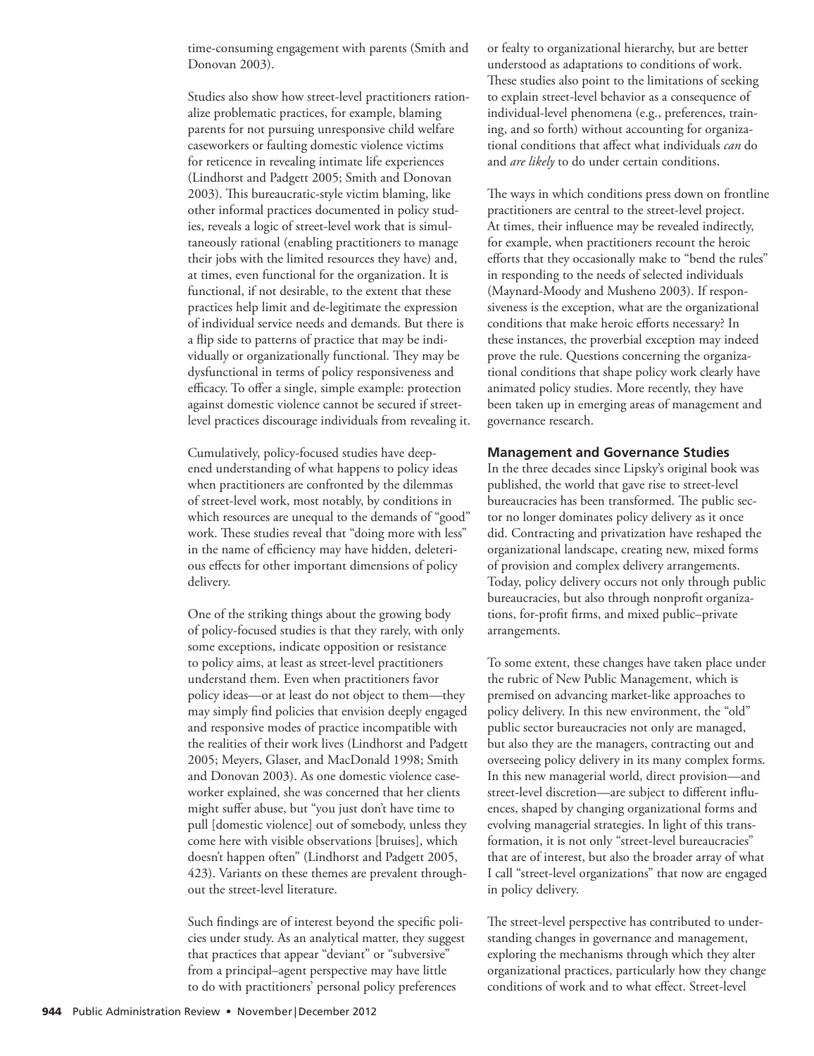time-consuming engagement with parents (Smith and Donovan 2003).

Studies also show how street-level practitioners rationalize problematic practices, for example, blaming parents for not pursuing unresponsive child welfare caseworkers or faulting domestic violence victims for reticence in revealing intimate life experiences (Lindhorst and Padgett 2005; Smith and Donovan 2003). This bureaucratic-style victim blaming, like other informal practices documented in policy studies, reveals a logic of street-level work that is simultaneously rational (enabling practitioners to manage their jobs with the limited resources they have) and, at times, even functional for the organization. It is functional, if not desirable, to the extent that these practices help limit and de-legitimate the expression of individual service needs and demands. But there is a flip side to patterns of practice that may be individually or organizationally functional. They may be dysfunctional in terms of policy responsiveness and efficacy. To offer a single, simple example: protection against domestic violence cannot be secured if street-level practices discourage individuals from revealing it.

Cumulatively, policy-focused studies have deepened understanding of what happens to policy ideas when practitioners are confronted by the dilemmas of street-level work, most notably, by conditions in which resources are unequal to the demands of "good" work. These studies reveal that "doing more with less" in the name of efficiency may have hidden, deleterious effects for other important dimensions of policy delivery.

One of the striking things about the growing body of policy-focused studies is that they rarely, with only some exceptions, indicate opposition or resistance to policy aims, at least as street-level practitioners understand them. Even when practitioners favor policy ideas—or at least do not object to them—they may simply find policies that envision deeply engaged and responsive modes of practice incompatible with the realities of their work lives (Lindhorst and Padgett 2005; Meyers, Glaser, and MacDonald 1998; Smith and Donovan 2003). As one domestic violence caseworker explained, she was concerned that her clients might suffer abuse, but "you just don't have time to pull [domestic violence] out of somebody, unless they come here with visible observations [bruises], which doesn't happen often" (Lindhorst and Padgett 2005, 423). Variants on these themes are prevalent throughout the street-level literature.

Such findings are of interest beyond the specific policies under study. As an analytical matter, they suggest that practices that appear "deviant" or "subversive" from a principal–agent perspective may have little to do with practitioners' personal policy preferences or fealty to organizational hierarchy, but are better understood as adaptations to conditions of work. These studies also point to the limitations of seeking to explain street-level behavior as a consequence of individual-level phenomena (e.g., preferences, training, and so forth) without accounting for organizational conditions that affect what individuals *can* do and *are likely* to do under certain conditions.

The ways in which conditions press down on frontline practitioners are central to the street-level project. At times, their influence may be revealed indirectly, for example, when practitioners recount the heroic efforts that they occasionally make to "bend the rules" in responding to the needs of selected individuals (Maynard-Moody and Musheno 2003). If responsiveness is the exception, what are the organizational conditions that make heroic efforts necessary? In these instances, the proverbial exception may indeed prove the rule. Questions concerning the organizational conditions that shape policy work clearly have animated policy studies. More recently, they have been taken up in emerging areas of management and governance research.

### Management and Governance Studies

In the three decades since Lipsky's original book was published, the world that gave rise to street-level bureaucracies has been transformed. The public sector no longer dominates policy delivery as it once did. Contracting and privatization have reshaped the organizational landscape, creating new, mixed forms of provision and complex delivery arrangements. Today, policy delivery occurs not only through public bureaucracies, but also through nonprofit organizations, for-profit firms, and mixed public–private arrangements.

To some extent, these changes have taken place under the rubric of New Public Management, which is premised on advancing market-like approaches to policy delivery. In this new environment, the "old" public sector bureaucracies not only are managed, but also they are the managers, contracting out and overseeing policy delivery in its many complex forms. In this new managerial world, direct provision—and street-level discretion—are subject to different influences, shaped by changing organizational forms and evolving managerial strategies. In light of this transformation, it is not only "street-level bureaucracies" that are of interest, but also the broader array of what I call "street-level organizations" that now are engaged in policy delivery.

The street-level perspective has contributed to understanding changes in governance and management, exploring the mechanisms through which they alter organizational practices, particularly how they change conditions of work and to what effect. Street-level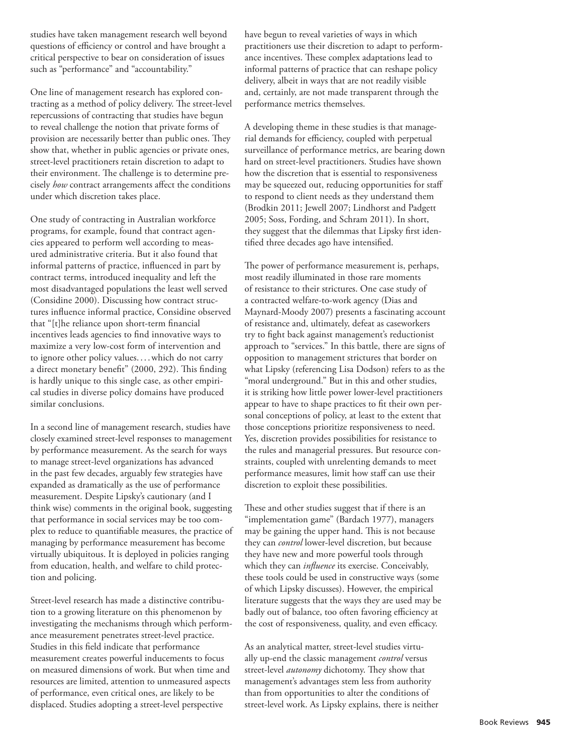studies have taken management research well beyond questions of efficiency or control and have brought a critical perspective to bear on consideration of issues such as "performance" and "accountability."

One line of management research has explored contracting as a method of policy delivery. The street-level repercussions of contracting that studies have begun to reveal challenge the notion that private forms of provision are necessarily better than public ones. They show that, whether in public agencies or private ones, street-level practitioners retain discretion to adapt to their environment. The challenge is to determine precisely *how* contract arrangements affect the conditions under which discretion takes place.

One study of contracting in Australian workforce programs, for example, found that contract agencies appeared to perform well according to measured administrative criteria. But it also found that informal patterns of practice, influenced in part by contract terms, introduced inequality and left the most disadvantaged populations the least well served (Considine 2000). Discussing how contract structures influence informal practice, Considine observed that "[t]he reliance upon short-term financial incentives leads agencies to find innovative ways to maximize a very low-cost form of intervention and to ignore other policy values. . . . which do not carry a direct monetary benefit" (2000, 292). This finding is hardly unique to this single case, as other empirical studies in diverse policy domains have produced similar conclusions.

In a second line of management research, studies have closely examined street-level responses to management by performance measurement. As the search for ways to manage street-level organizations has advanced in the past few decades, arguably few strategies have expanded as dramatically as the use of performance measurement. Despite Lipsky's cautionary (and I think wise) comments in the original book, suggesting that performance in social services may be too complex to reduce to quantifiable measures, the practice of managing by performance measurement has become virtually ubiquitous. It is deployed in policies ranging from education, health, and welfare to child protection and policing.

Street-level research has made a distinctive contribution to a growing literature on this phenomenon by investigating the mechanisms through which performance measurement penetrates street-level practice. Studies in this field indicate that performance measurement creates powerful inducements to focus on measured dimensions of work. But when time and resources are limited, attention to unmeasured aspects of performance, even critical ones, are likely to be displaced. Studies adopting a street-level perspective have begun to reveal varieties of ways in which practitioners use their discretion to adapt to performance incentives. These complex adaptations lead to informal patterns of practice that can reshape policy delivery, albeit in ways that are not readily visible and, certainly, are not made transparent through the performance metrics themselves.

A developing theme in these studies is that managerial demands for efficiency, coupled with perpetual surveillance of performance metrics, are bearing down hard on street-level practitioners. Studies have shown how the discretion that is essential to responsiveness may be squeezed out, reducing opportunities for staff to respond to client needs as they understand them (Brodkin 2011; Jewell 2007; Lindhorst and Padgett 2005; Soss, Fording, and Schram 2011). In short, they suggest that the dilemmas that Lipsky first identified three decades ago have intensified.

The power of performance measurement is, perhaps, most readily illuminated in those rare moments of resistance to their strictures. One case study of a contracted welfare-to-work agency (Dias and Maynard-Moody 2007) presents a fascinating account of resistance and, ultimately, defeat as caseworkers try to fight back against management's reductionist approach to "services." In this battle, there are signs of opposition to management strictures that border on what Lipsky (referencing Lisa Dodson) refers to as the "moral underground." But in this and other studies, it is striking how little power lower-level practitioners appear to have to shape practices to fit their own personal conceptions of policy, at least to the extent that those conceptions prioritize responsiveness to need. Yes, discretion provides possibilities for resistance to the rules and managerial pressures. But resource constraints, coupled with unrelenting demands to meet performance measures, limit how staff can use their discretion to exploit these possibilities.

These and other studies suggest that if there is an "implementation game" (Bardach 1977), managers may be gaining the upper hand. This is not because they can *control* lower-level discretion, but because they have new and more powerful tools through which they can *influence* its exercise. Conceivably, these tools could be used in constructive ways (some of which Lipsky discusses). However, the empirical literature suggests that the ways they are used may be badly out of balance, too often favoring efficiency at the cost of responsiveness, quality, and even efficacy.

As an analytical matter, street-level studies virtually up-end the classic management *control* versus street-level *autonomy* dichotomy. They show that management's advantages stem less from authority than from opportunities to alter the conditions of street-level work. As Lipsky explains, there is neither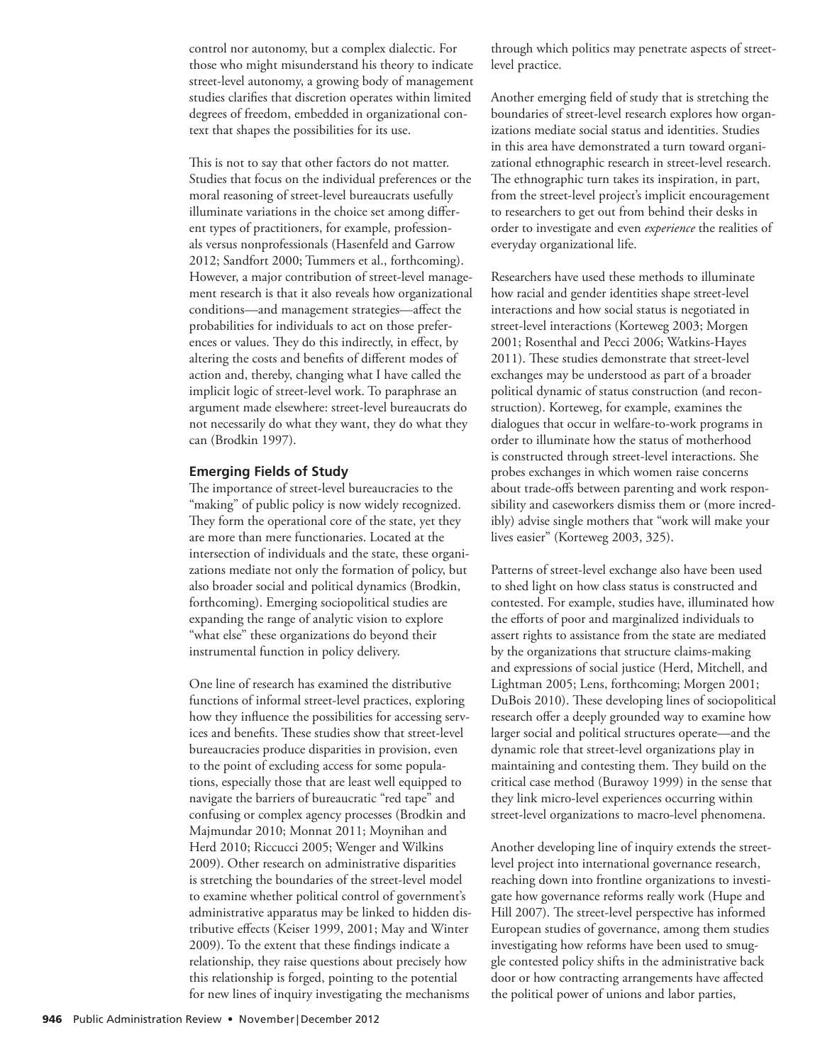control nor autonomy, but a complex dialectic. For those who might misunderstand his theory to indicate street-level autonomy, a growing body of management studies clarifies that discretion operates within limited degrees of freedom, embedded in organizational context that shapes the possibilities for its use.

This is not to say that other factors do not matter. Studies that focus on the individual preferences or the moral reasoning of street-level bureaucrats usefully illuminate variations in the choice set among different types of practitioners, for example, professionals versus nonprofessionals (Hasenfeld and Garrow 2012; Sandfort 2000; Tummers et al., forthcoming). However, a major contribution of street-level management research is that it also reveals how organizational conditions—and management strategies—affect the probabilities for individuals to act on those preferences or values. They do this indirectly, in effect, by altering the costs and benefits of different modes of action and, thereby, changing what I have called the implicit logic of street-level work. To paraphrase an argument made elsewhere: street-level bureaucrats do not necessarily do what they want, they do what they can (Brodkin 1997).

### Emerging Fields of Study

The importance of street-level bureaucracies to the "making" of public policy is now widely recognized. They form the operational core of the state, yet they are more than mere functionaries. Located at the intersection of individuals and the state, these organizations mediate not only the formation of policy, but also broader social and political dynamics (Brodkin, forthcoming). Emerging sociopolitical studies are expanding the range of analytic vision to explore "what else" these organizations do beyond their instrumental function in policy delivery.

One line of research has examined the distributive functions of informal street-level practices, exploring how they influence the possibilities for accessing services and benefits. These studies show that street-level bureaucracies produce disparities in provision, even to the point of excluding access for some populations, especially those that are least well equipped to navigate the barriers of bureaucratic "red tape" and confusing or complex agency processes (Brodkin and Majmundar 2010; Monnat 2011; Moynihan and Herd 2010; Riccucci 2005; Wenger and Wilkins 2009). Other research on administrative disparities is stretching the boundaries of the street-level model to examine whether political control of government's administrative apparatus may be linked to hidden distributive effects (Keiser 1999, 2001; May and Winter 2009). To the extent that these findings indicate a relationship, they raise questions about precisely how this relationship is forged, pointing to the potential for new lines of inquiry investigating the mechanisms through which politics may penetrate aspects of street-level practice.

Another emerging field of study that is stretching the boundaries of street-level research explores how organizations mediate social status and identities. Studies in this area have demonstrated a turn toward organizational ethnographic research in street-level research. The ethnographic turn takes its inspiration, in part, from the street-level project's implicit encouragement to researchers to get out from behind their desks in order to investigate and even *experience* the realities of everyday organizational life.

Researchers have used these methods to illuminate how racial and gender identities shape street-level interactions and how social status is negotiated in street-level interactions (Korteweg 2003; Morgen 2001; Rosenthal and Pecci 2006; Watkins-Hayes 2011). These studies demonstrate that street-level exchanges may be understood as part of a broader political dynamic of status construction (and reconstruction). Korteweg, for example, examines the dialogues that occur in welfare-to-work programs in order to illuminate how the status of motherhood is constructed through street-level interactions. She probes exchanges in which women raise concerns about trade-offs between parenting and work responsibility and caseworkers dismiss them or (more incredibly) advise single mothers that "work will make your lives easier" (Korteweg 2003, 325).

Patterns of street-level exchange also have been used to shed light on how class status is constructed and contested. For example, studies have, illuminated how the efforts of poor and marginalized individuals to assert rights to assistance from the state are mediated by the organizations that structure claims-making and expressions of social justice (Herd, Mitchell, and Lightman 2005; Lens, forthcoming; Morgen 2001; DuBois 2010). These developing lines of sociopolitical research offer a deeply grounded way to examine how larger social and political structures operate—and the dynamic role that street-level organizations play in maintaining and contesting them. They build on the critical case method (Burawoy 1999) in the sense that they link micro-level experiences occurring within street-level organizations to macro-level phenomena.

Another developing line of inquiry extends the street-level project into international governance research, reaching down into frontline organizations to investigate how governance reforms really work (Hupe and Hill 2007). The street-level perspective has informed European studies of governance, among them studies investigating how reforms have been used to smuggle contested policy shifts in the administrative back door or how contracting arrangements have affected the political power of unions and labor parties,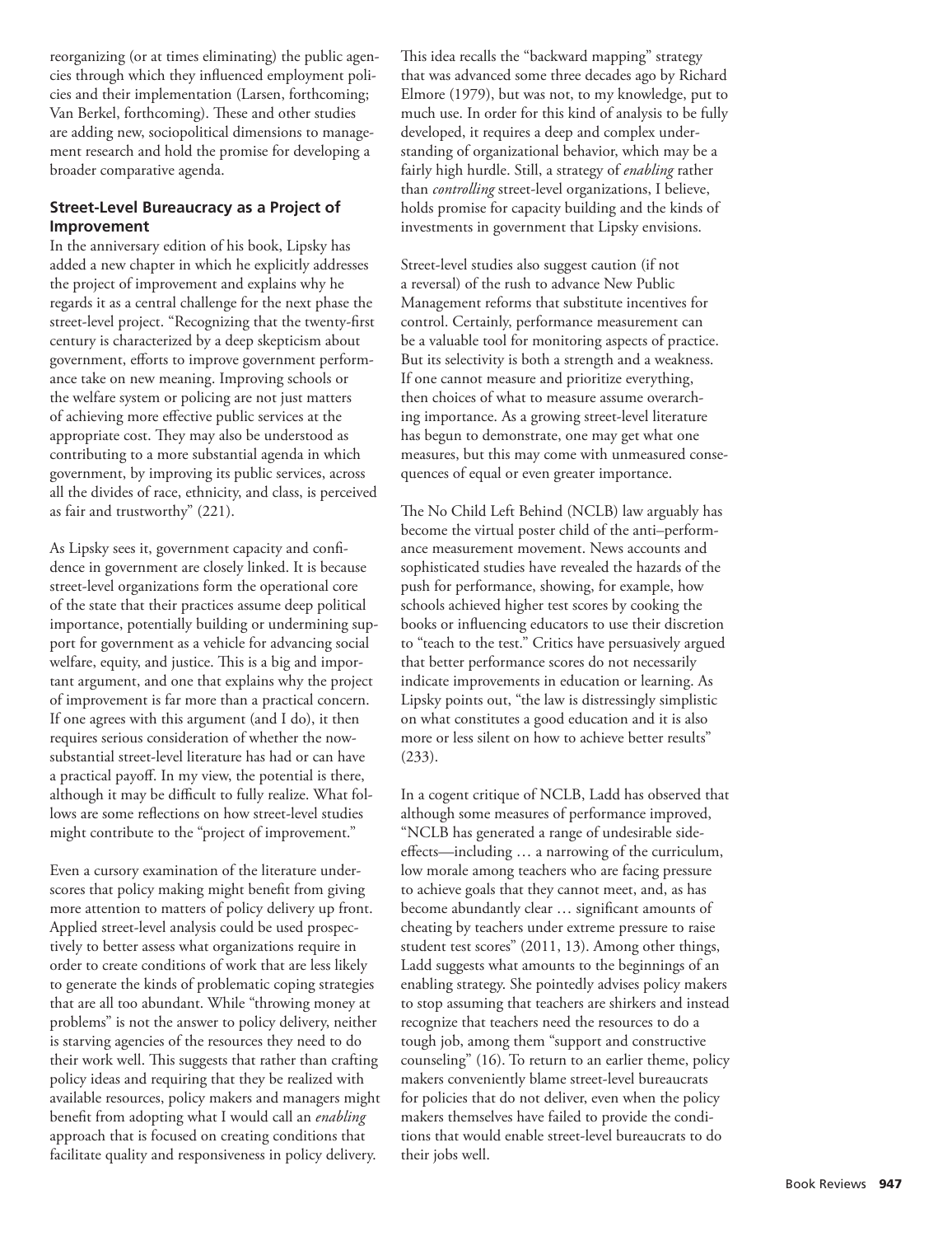reorganizing (or at times eliminating) the public agencies through which they influenced employment policies and their implementation (Larsen, forthcoming; Van Berkel, forthcoming). These and other studies are adding new, sociopolitical dimensions to management research and hold the promise for developing a broader comparative agenda.

### Street-Level Bureaucracy as a Project of Improvement

In the anniversary edition of his book, Lipsky has added a new chapter in which he explicitly addresses the project of improvement and explains why he regards it as a central challenge for the next phase the street-level project. "Recognizing that the twenty-first century is characterized by a deep skepticism about government, efforts to improve government performance take on new meaning. Improving schools or the welfare system or policing are not just matters of achieving more effective public services at the appropriate cost. They may also be understood as contributing to a more substantial agenda in which government, by improving its public services, across all the divides of race, ethnicity, and class, is perceived as fair and trustworthy" (221).

As Lipsky sees it, government capacity and confidence in government are closely linked. It is because street-level organizations form the operational core of the state that their practices assume deep political importance, potentially building or undermining support for government as a vehicle for advancing social welfare, equity, and justice. This is a big and important argument, and one that explains why the project of improvement is far more than a practical concern. If one agrees with this argument (and I do), it then requires serious consideration of whether the now-substantial street-level literature has had or can have a practical payoff. In my view, the potential is there, although it may be difficult to fully realize. What follows are some reflections on how street-level studies might contribute to the "project of improvement."

Even a cursory examination of the literature underscores that policy making might benefit from giving more attention to matters of policy delivery up front. Applied street-level analysis could be used prospectively to better assess what organizations require in order to create conditions of work that are less likely to generate the kinds of problematic coping strategies that are all too abundant. While "throwing money at problems" is not the answer to policy delivery, neither is starving agencies of the resources they need to do their work well. This suggests that rather than crafting policy ideas and requiring that they be realized with available resources, policy makers and managers might benefit from adopting what I would call an *enabling* approach that is focused on creating conditions that facilitate quality and responsiveness in policy delivery.

This idea recalls the "backward mapping" strategy that was advanced some three decades ago by Richard Elmore (1979), but was not, to my knowledge, put to much use. In order for this kind of analysis to be fully developed, it requires a deep and complex understanding of organizational behavior, which may be a fairly high hurdle. Still, a strategy of *enabling* rather than *controlling* street-level organizations, I believe, holds promise for capacity building and the kinds of investments in government that Lipsky envisions.

Street-level studies also suggest caution (if not a reversal) of the rush to advance New Public Management reforms that substitute incentives for control. Certainly, performance measurement can be a valuable tool for monitoring aspects of practice. But its selectivity is both a strength and a weakness. If one cannot measure and prioritize everything, then choices of what to measure assume overarching importance. As a growing street-level literature has begun to demonstrate, one may get what one measures, but this may come with unmeasured consequences of equal or even greater importance.

The No Child Left Behind (NCLB) law arguably has become the virtual poster child of the anti–performance measurement movement. News accounts and sophisticated studies have revealed the hazards of the push for performance, showing, for example, how schools achieved higher test scores by cooking the books or influencing educators to use their discretion to "teach to the test." Critics have persuasively argued that better performance scores do not necessarily indicate improvements in education or learning. As Lipsky points out, "the law is distressingly simplistic on what constitutes a good education and it is also more or less silent on how to achieve better results" (233).

In a cogent critique of NCLB, Ladd has observed that although some measures of performance improved, "NCLB has generated a range of undesirable side-effects—including … a narrowing of the curriculum, low morale among teachers who are facing pressure to achieve goals that they cannot meet, and, as has become abundantly clear … significant amounts of cheating by teachers under extreme pressure to raise student test scores" (2011, 13). Among other things, Ladd suggests what amounts to the beginnings of an enabling strategy. She pointedly advises policy makers to stop assuming that teachers are shirkers and instead recognize that teachers need the resources to do a tough job, among them "support and constructive counseling" (16). To return to an earlier theme, policy makers conveniently blame street-level bureaucrats for policies that do not deliver, even when the policy makers themselves have failed to provide the conditions that would enable street-level bureaucrats to do their jobs well.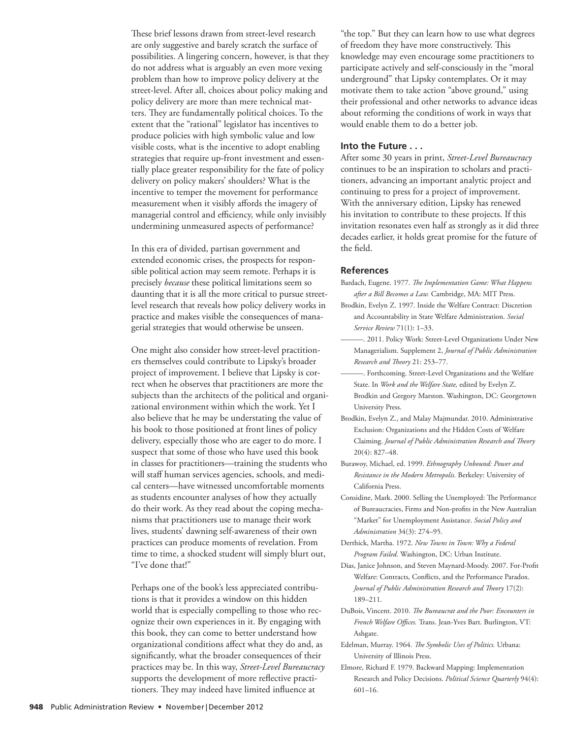These brief lessons drawn from street-level research are only suggestive and barely scratch the surface of possibilities. A lingering concern, however, is that they do not address what is arguably an even more vexing problem than how to improve policy delivery at the street-level. After all, choices about policy making and policy delivery are more than mere technical matters. They are fundamentally political choices. To the extent that the "rational" legislator has incentives to produce policies with high symbolic value and low visible costs, what is the incentive to adopt enabling strategies that require up-front investment and essentially place greater responsibility for the fate of policy delivery on policy makers' shoulders? What is the incentive to temper the movement for performance measurement when it visibly affords the imagery of managerial control and efficiency, while only invisibly undermining unmeasured aspects of performance?

In this era of divided, partisan government and extended economic crises, the prospects for responsible political action may seem remote. Perhaps it is precisely *because* these political limitations seem so daunting that it is all the more critical to pursue street-level research that reveals how policy delivery works in practice and makes visible the consequences of managerial strategies that would otherwise be unseen.

One might also consider how street-level practitioners themselves could contribute to Lipsky's broader project of improvement. I believe that Lipsky is correct when he observes that practitioners are more the subjects than the architects of the political and organizational environment within which the work. Yet I also believe that he may be understating the value of his book to those positioned at front lines of policy delivery, especially those who are eager to do more. I suspect that some of those who have used this book in classes for practitioners—training the students who will staff human services agencies, schools, and medical centers—have witnessed uncomfortable moments as students encounter analyses of how they actually do their work. As they read about the coping mechanisms that practitioners use to manage their work lives, students' dawning self-awareness of their own practices can produce moments of revelation. From time to time, a shocked student will simply blurt out, "I've done that!"

Perhaps one of the book's less appreciated contributions is that it provides a window on this hidden world that is especially compelling to those who recognize their own experiences in it. By engaging with this book, they can come to better understand how organizational conditions affect what they do and, as significantly, what the broader consequences of their practices may be. In this way, *Street-Level Bureaucracy* supports the development of more reflective practitioners. They may indeed have limited influence at "the top." But they can learn how to use what degrees of freedom they have more constructively. This knowledge may even encourage some practitioners to participate actively and self-consciously in the "moral underground" that Lipsky contemplates. Or it may motivate them to take action "above ground," using their professional and other networks to advance ideas about reforming the conditions of work in ways that would enable them to do a better job.

## Into the Future . . .

After some 30 years in print, *Street-Level Bureaucracy* continues to be an inspiration to scholars and practitioners, advancing an important analytic project and continuing to press for a project of improvement. With the anniversary edition, Lipsky has renewed his invitation to contribute to these projects. If this invitation resonates even half as strongly as it did three decades earlier, it holds great promise for the future of the field.

## References

Bardach, Eugene. 1977. *The Implementation Game: What Happens after a Bill Becomes a Law.* Cambridge, MA: MIT Press.

Brodkin, Evelyn Z. 1997. Inside the Welfare Contract: Discretion and Accountability in State Welfare Administration. *Social Service Review* 71(1): 1–33.

———. 2011. Policy Work: Street-Level Organizations Under New Managerialism. Supplement 2, *Journal of Public Administration Research and Theory* 21: 253–77.

———. Forthcoming. Street-Level Organizations and the Welfare State. In *Work and the Welfare State,* edited by Evelyn Z. Brodkin and Gregory Marston. Washington, DC: Georgetown University Press.

Brodkin, Evelyn Z., and Malay Majmundar. 2010. Administrative Exclusion: Organizations and the Hidden Costs of Welfare Claiming. *Journal of Public Administration Research and Theory* 20(4): 827–48.

Burawoy, Michael, ed. 1999. *Ethnography Unbound: Power and Resistance in the Modern Metropolis.* Berkeley: University of California Press.

Considine, Mark. 2000. Selling the Unemployed: The Performance of Bureaucracies, Firms and Non-profits in the New Australian "Market" for Unemployment Assistance. *Social Policy and Administration* 34(3): 274–95.

Derthick, Martha. 1972. *New Towns in Town: Why a Federal Program Failed.* Washington, DC: Urban Institute.

Dias, Janice Johnson, and Steven Maynard-Moody. 2007. For-Profit Welfare: Contracts, Conflicts, and the Performance Paradox. *Journal of Public Administration Research and Theory* 17(2): 189–211.

DuBois, Vincent. 2010. *The Bureaucrat and the Poor: Encounters in French Welfare Offices.* Trans. Jean-Yves Bart. Burlington, VT: Ashgate.

Edelman, Murray. 1964. *The Symbolic Uses of Politics.* Urbana: University of Illinois Press.

Elmore, Richard F. 1979. Backward Mapping: Implementation Research and Policy Decisions. *Political Science Quarterly* 94(4): 601–16.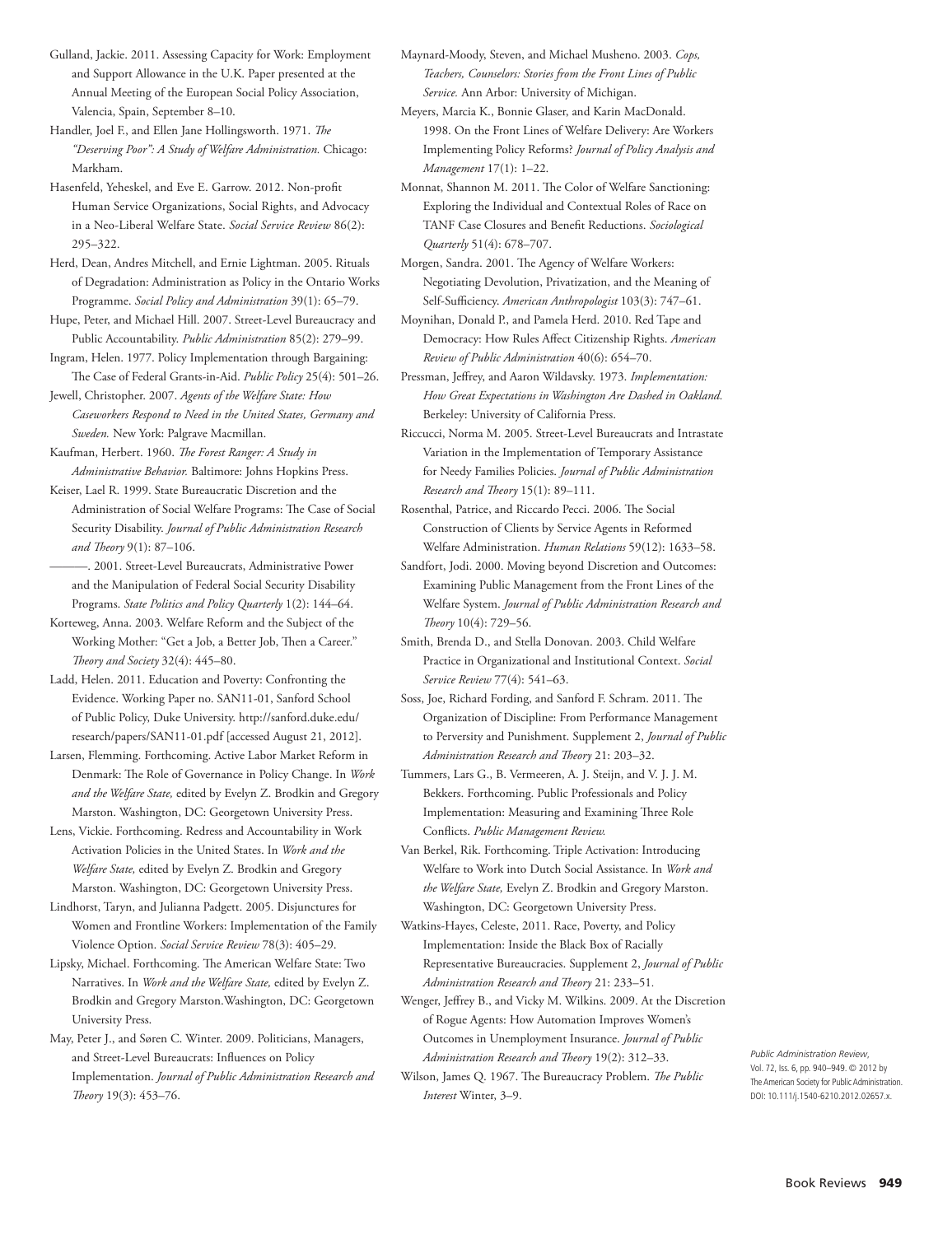Gulland, Jackie. 2011. Assessing Capacity for Work: Employment and Support Allowance in the U.K. Paper presented at the Annual Meeting of the European Social Policy Association, Valencia, Spain, September 8–10.

Handler, Joel F., and Ellen Jane Hollingsworth. 1971. *The "Deserving Poor": A Study of Welfare Administration.* Chicago: Markham.

Hasenfeld, Yeheskel, and Eve E. Garrow. 2012. Non-profit Human Service Organizations, Social Rights, and Advocacy in a Neo-Liberal Welfare State. *Social Service Review* 86(2): 295–322.

Herd, Dean, Andres Mitchell, and Ernie Lightman. 2005. Rituals of Degradation: Administration as Policy in the Ontario Works Programme. *Social Policy and Administration* 39(1): 65–79.

Hupe, Peter, and Michael Hill. 2007. Street-Level Bureaucracy and Public Accountability. *Public Administration* 85(2): 279–99.

Ingram, Helen. 1977. Policy Implementation through Bargaining: The Case of Federal Grants-in-Aid. *Public Policy* 25(4): 501–26.

Jewell, Christopher. 2007. *Agents of the Welfare State: How Caseworkers Respond to Need in the United States, Germany and Sweden.* New York: Palgrave Macmillan.

Kaufman, Herbert. 1960. *The Forest Ranger: A Study in Administrative Behavior.* Baltimore: Johns Hopkins Press.

Keiser, Lael R. 1999. State Bureaucratic Discretion and the Administration of Social Welfare Programs: The Case of Social Security Disability. *Journal of Public Administration Research and Theory* 9(1): 87–106.

———. 2001. Street-Level Bureaucrats, Administrative Power and the Manipulation of Federal Social Security Disability Programs. *State Politics and Policy Quarterly* 1(2): 144–64.

Korteweg, Anna. 2003. Welfare Reform and the Subject of the Working Mother: "Get a Job, a Better Job, Then a Career." *Theory and Society* 32(4): 445–80.

Ladd, Helen. 2011. Education and Poverty: Confronting the Evidence. Working Paper no. SAN11-01, Sanford School of Public Policy, Duke University. http://sanford.duke.edu/research/papers/SAN11-01.pdf [accessed August 21, 2012].

Larsen, Flemming. Forthcoming. Active Labor Market Reform in Denmark: The Role of Governance in Policy Change. In *Work and the Welfare State,* edited by Evelyn Z. Brodkin and Gregory Marston. Washington, DC: Georgetown University Press.

Lens, Vickie. Forthcoming. Redress and Accountability in Work Activation Policies in the United States. In *Work and the Welfare State,* edited by Evelyn Z. Brodkin and Gregory Marston. Washington, DC: Georgetown University Press.

Lindhorst, Taryn, and Julianna Padgett. 2005. Disjunctures for Women and Frontline Workers: Implementation of the Family Violence Option. *Social Service Review* 78(3): 405–29.

Lipsky, Michael. Forthcoming. The American Welfare State: Two Narratives. In *Work and the Welfare State,* edited by Evelyn Z. Brodkin and Gregory Marston.Washington, DC: Georgetown University Press.

May, Peter J., and Søren C. Winter. 2009. Politicians, Managers, and Street-Level Bureaucrats: Influences on Policy Implementation. *Journal of Public Administration Research and Theory* 19(3): 453–76.

Maynard-Moody, Steven, and Michael Musheno. 2003. *Cops, Teachers, Counselors: Stories from the Front Lines of Public Service.* Ann Arbor: University of Michigan.

Meyers, Marcia K., Bonnie Glaser, and Karin MacDonald. 1998. On the Front Lines of Welfare Delivery: Are Workers Implementing Policy Reforms? *Journal of Policy Analysis and Management* 17(1): 1–22.

Monnat, Shannon M. 2011. The Color of Welfare Sanctioning: Exploring the Individual and Contextual Roles of Race on TANF Case Closures and Benefit Reductions. *Sociological Quarterly* 51(4): 678–707.

Morgen, Sandra. 2001. The Agency of Welfare Workers: Negotiating Devolution, Privatization, and the Meaning of Self-Sufficiency. *American Anthropologist* 103(3): 747–61.

Moynihan, Donald P., and Pamela Herd. 2010. Red Tape and Democracy: How Rules Affect Citizenship Rights. *American Review of Public Administration* 40(6): 654–70.

Pressman, Jeffrey, and Aaron Wildavsky. 1973. *Implementation: How Great Expectations in Washington Are Dashed in Oakland.* Berkeley: University of California Press.

Riccucci, Norma M. 2005. Street-Level Bureaucrats and Intrastate Variation in the Implementation of Temporary Assistance for Needy Families Policies. *Journal of Public Administration Research and Theory* 15(1): 89–111.

Rosenthal, Patrice, and Riccardo Pecci. 2006. The Social Construction of Clients by Service Agents in Reformed Welfare Administration. *Human Relations* 59(12): 1633–58.

Sandfort, Jodi. 2000. Moving beyond Discretion and Outcomes: Examining Public Management from the Front Lines of the Welfare System. *Journal of Public Administration Research and Theory* 10(4): 729–56.

Smith, Brenda D., and Stella Donovan. 2003. Child Welfare Practice in Organizational and Institutional Context. *Social Service Review* 77(4): 541–63.

Soss, Joe, Richard Fording, and Sanford F. Schram. 2011. The Organization of Discipline: From Performance Management to Perversity and Punishment. Supplement 2, *Journal of Public Administration Research and Theory* 21: 203–32.

Tummers, Lars G., B. Vermeeren, A. J. Steijn, and V. J. J. M. Bekkers. Forthcoming. Public Professionals and Policy Implementation: Measuring and Examining Three Role Conflicts. *Public Management Review.*

Van Berkel, Rik. Forthcoming. Triple Activation: Introducing Welfare to Work into Dutch Social Assistance. In *Work and the Welfare State,* Evelyn Z. Brodkin and Gregory Marston. Washington, DC: Georgetown University Press.

Watkins-Hayes, Celeste, 2011. Race, Poverty, and Policy Implementation: Inside the Black Box of Racially Representative Bureaucracies. Supplement 2, *Journal of Public Administration Research and Theory* 21: 233–51.

Wenger, Jeffrey B., and Vicky M. Wilkins. 2009. At the Discretion of Rogue Agents: How Automation Improves Women's Outcomes in Unemployment Insurance. *Journal of Public Administration Research and Theory* 19(2): 312–33.

Wilson, James Q. 1967. The Bureaucracy Problem. *The Public Interest* Winter, 3–9.

*Public Administration Review,*
Vol. 72, Iss. 6, pp. 940–949. © 2012 by The American Society for Public Administration.
DOI: 10.1111/j.1540-6210.2012.02657.x.